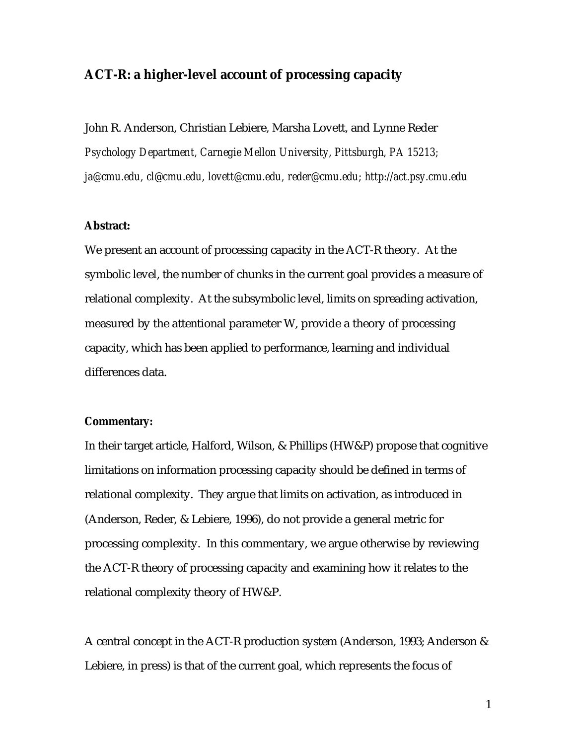# ACT-R: a higher-level account of processing capacity

John R. Anderson, Christian Lebiere, Marsha Lovett, and Lynne Reder

*Psychology Department, Carnegie Mellon University, Pittsburgh, PA 15213; ja@cmu.edu, cl@cmu.edu, lovett@cmu.edu, reder@cmu.edu; http://act.psy.cmu.edu*

**Abstract:**

We present an account of processing capacity in the ACT-R theory. At the symbolic level, the number of chunks in the current goal provides a measure of relational complexity. At the subsymbolic level, limits on spreading activation, measured by the attentional parameter W, provide a theory of processing capacity, which has been applied to performance, learning and individual differences data.

**Commentary:**

In their target article, Halford, Wilson, & Phillips (HW&P) propose that cognitive limitations on information processing capacity should be defined in terms of relational complexity. They argue that limits on activation, as introduced in (Anderson, Reder, & Lebiere, 1996), do not provide a general metric for processing complexity. In this commentary, we argue otherwise by reviewing the ACT-R theory of processing capacity and examining how it relates to the relational complexity theory of HW&P.

A central concept in the ACT-R production system (Anderson, 1993; Anderson & Lebiere, in press) is that of the current goal, which represents the focus of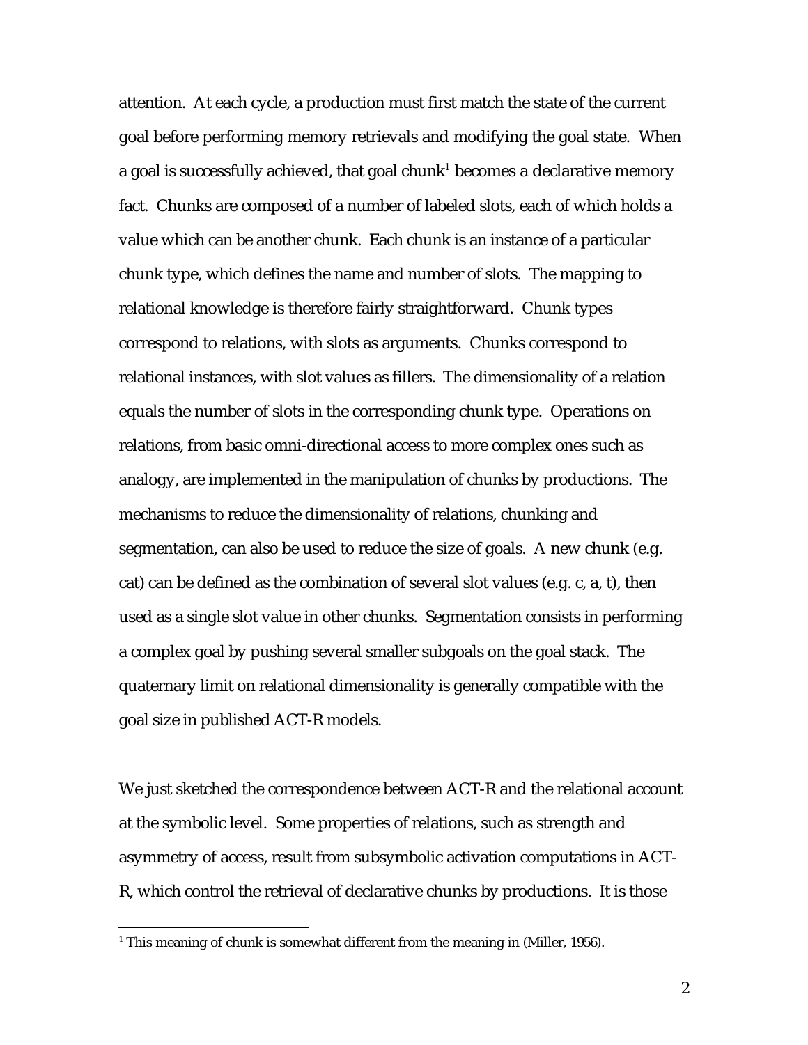attention. At each cycle, a production must first match the state of the current goal before performing memory retrievals and modifying the goal state. When a goal is successfully achieved, that goal chunk[1] becomes a declarative memory fact. Chunks are composed of a number of labeled slots, each of which holds a value which can be another chunk. Each chunk is an instance of a particular chunk type, which defines the name and number of slots. The mapping to relational knowledge is therefore fairly straightforward. Chunk types correspond to relations, with slots as arguments. Chunks correspond to relational instances, with slot values as fillers. The dimensionality of a relation equals the number of slots in the corresponding chunk type. Operations on relations, from basic omni-directional access to more complex ones such as analogy, are implemented in the manipulation of chunks by productions. The mechanisms to reduce the dimensionality of relations, chunking and segmentation, can also be used to reduce the size of goals. A new chunk (e.g. cat) can be defined as the combination of several slot values (e.g. c, a, t), then used as a single slot value in other chunks. Segmentation consists in performing a complex goal by pushing several smaller subgoals on the goal stack. The quaternary limit on relational dimensionality is generally compatible with the goal size in published ACT-R models.

We just sketched the correspondence between ACT-R and the relational account at the symbolic level. Some properties of relations, such as strength and asymmetry of access, result from subsymbolic activation computations in ACT-R, which control the retrieval of declarative chunks by productions. It is those

[1] This meaning of chunk is somewhat different from the meaning in (Miller, 1956).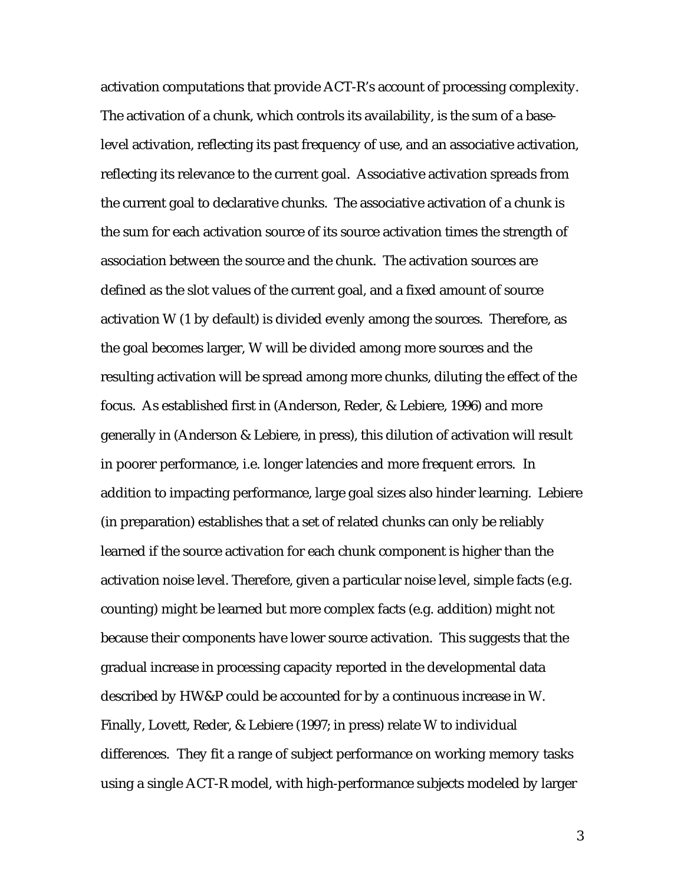activation computations that provide ACT-R's account of processing complexity. The activation of a chunk, which controls its availability, is the sum of a base-level activation, reflecting its past frequency of use, and an associative activation, reflecting its relevance to the current goal. Associative activation spreads from the current goal to declarative chunks. The associative activation of a chunk is the sum for each activation source of its source activation times the strength of association between the source and the chunk. The activation sources are defined as the slot values of the current goal, and a fixed amount of source activation $W$ (1 by default) is divided evenly among the sources. Therefore, as the goal becomes larger, $W$ will be divided among more sources and the resulting activation will be spread among more chunks, diluting the effect of the focus. As established first in (Anderson, Reder, & Lebiere, 1996) and more generally in (Anderson & Lebiere, in press), this dilution of activation will result in poorer performance, i.e. longer latencies and more frequent errors. In addition to impacting performance, large goal sizes also hinder learning. Lebiere (in preparation) establishes that a set of related chunks can only be reliably learned if the source activation for each chunk component is higher than the activation noise level. Therefore, given a particular noise level, simple facts (e.g. counting) might be learned but more complex facts (e.g. addition) might not because their components have lower source activation. This suggests that the gradual increase in processing capacity reported in the developmental data described by HW&P could be accounted for by a continuous increase in $W$. Finally, Lovett, Reder, & Lebiere (1997; in press) relate $W$ to individual differences. They fit a range of subject performance on working memory tasks using a single ACT-R model, with high-performance subjects modeled by larger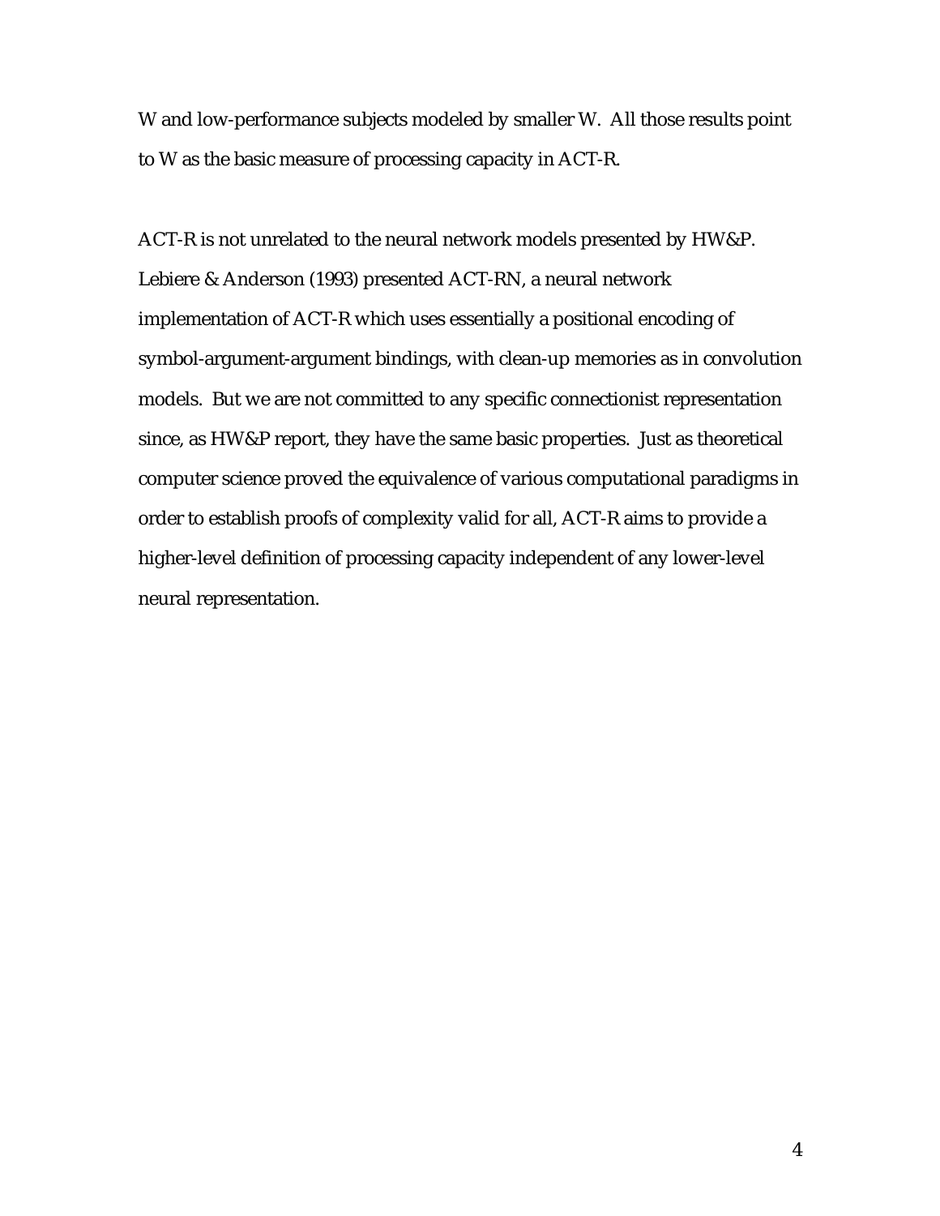W and low-performance subjects modeled by smaller W. All those results point to W as the basic measure of processing capacity in ACT-R.

ACT-R is not unrelated to the neural network models presented by HW&P. Lebiere & Anderson (1993) presented ACT-RN, a neural network implementation of ACT-R which uses essentially a positional encoding of symbol-argument-argument bindings, with clean-up memories as in convolution models. But we are not committed to any specific connectionist representation since, as HW&P report, they have the same basic properties. Just as theoretical computer science proved the equivalence of various computational paradigms in order to establish proofs of complexity valid for all, ACT-R aims to provide a higher-level definition of processing capacity independent of any lower-level neural representation.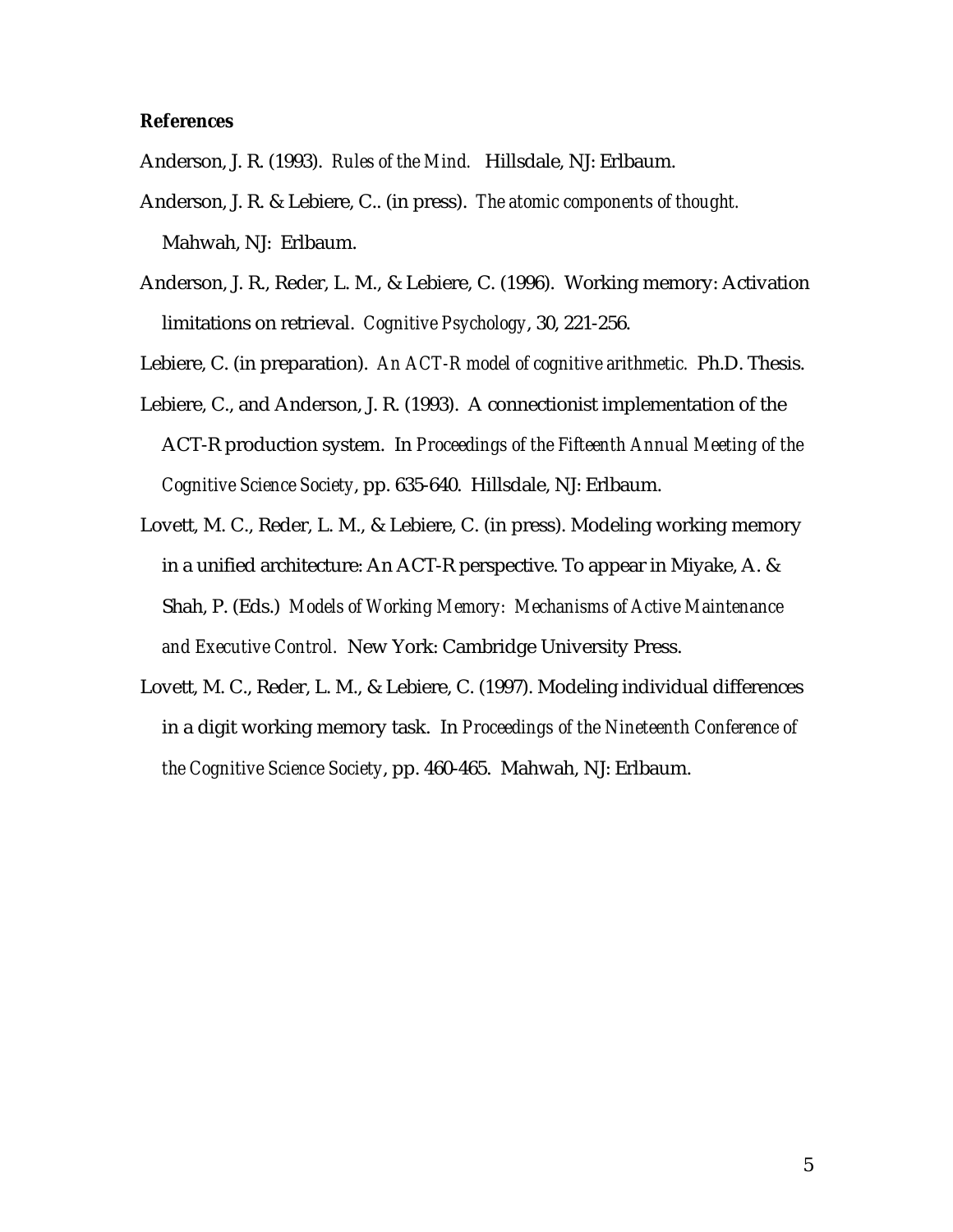**References**

Anderson, J. R. (1993). *Rules of the Mind.* Hillsdale, NJ: Erlbaum.

Anderson, J. R. & Lebiere, C.. (in press). *The atomic components of thought.* Mahwah, NJ: Erlbaum.

Anderson, J. R., Reder, L. M., & Lebiere, C. (1996). Working memory: Activation limitations on retrieval. *Cognitive Psychology*, 30, 221-256.

Lebiere, C. (in preparation). *An ACT-R model of cognitive arithmetic.* Ph.D. Thesis.

Lebiere, C., and Anderson, J. R. (1993). A connectionist implementation of the ACT-R production system. In *Proceedings of the Fifteenth Annual Meeting of the Cognitive Science Society*, pp. 635-640. Hillsdale, NJ: Erlbaum.

Lovett, M. C., Reder, L. M., & Lebiere, C. (in press). Modeling working memory in a unified architecture: An ACT-R perspective. To appear in Miyake, A. & Shah, P. (Eds.) *Models of Working Memory: Mechanisms of Active Maintenance and Executive Control.* New York: Cambridge University Press.

Lovett, M. C., Reder, L. M., & Lebiere, C. (1997). Modeling individual differences in a digit working memory task. In *Proceedings of the Nineteenth Conference of the Cognitive Science Society*, pp. 460-465. Mahwah, NJ: Erlbaum.